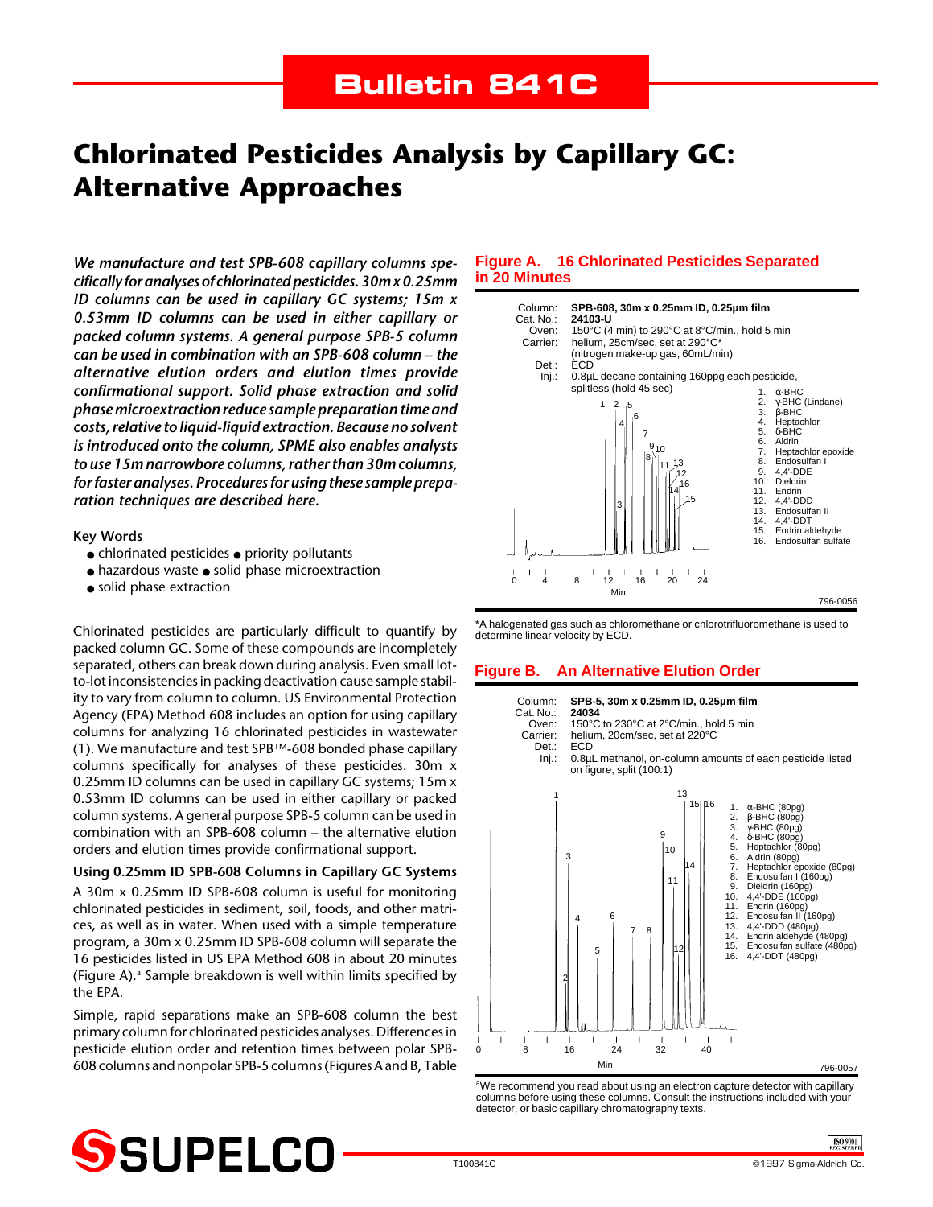# Bulletin 841C

# Chlorinated Pesticides Analysis by Capillary GC: Alternative Approaches

***We manufacture and test SPB-608 capillary columns specifically for analyses of chlorinated pesticides. 30m x 0.25mm ID columns can be used in capillary GC systems; 15m x 0.53mm ID columns can be used in either capillary or packed column systems. A general purpose SPB-5 column can be used in combination with an SPB-608 column – the alternative elution orders and elution times provide confirmational support. Solid phase extraction and solid phase microextraction reduce sample preparation time and costs, relative to liquid-liquid extraction. Because no solvent is introduced onto the column, SPME also enables analysts to use 15m narrowbore columns, rather than 30m columns, for faster analyses. Procedures for using these sample preparation techniques are described here.***

**Key Words**

- chlorinated pesticides ● priority pollutants
- hazardous waste ● solid phase microextraction
- solid phase extraction

Chlorinated pesticides are particularly difficult to quantify by packed column GC. Some of these compounds are incompletely separated, others can break down during analysis. Even small lot-to-lot inconsistencies in packing deactivation cause sample stability to vary from column to column. US Environmental Protection Agency (EPA) Method 608 includes an option for using capillary columns for analyzing 16 chlorinated pesticides in wastewater (1). We manufacture and test SPB™-608 bonded phase capillary columns specifically for analyses of these pesticides. 30m x 0.25mm ID columns can be used in capillary GC systems; 15m x 0.53mm ID columns can be used in either capillary or packed column systems. A general purpose SPB-5 column can be used in combination with an SPB-608 column – the alternative elution orders and elution times provide confirmational support.

### Using 0.25mm ID SPB-608 Columns in Capillary GC Systems

A 30m x 0.25mm ID SPB-608 column is useful for monitoring chlorinated pesticides in sediment, soil, foods, and other matrices, as well as in water. When used with a simple temperature program, a 30m x 0.25mm ID SPB-608 column will separate the 16 pesticides listed in US EPA Method 608 in about 20 minutes (Figure A).[a] Sample breakdown is well within limits specified by the EPA.

Simple, rapid separations make an SPB-608 column the best primary column for chlorinated pesticides analyses. Differences in pesticide elution order and retention times between polar SPB-608 columns and nonpolar SPB-5 columns (Figures A and B, Table

**Figure A. 16 Chlorinated Pesticides Separated in 20 Minutes**

Column: **SPB-608, 30m x 0.25mm ID, 0.25µm film**
Cat. No.: **24103-U**
Oven: 150°C (4 min) to 290°C at 8°C/min., hold 5 min
Carrier: helium, 25cm/sec, set at 290°C* (nitrogen make-up gas, 60mL/min)
Det.: ECD
Inj.: 0.8µL decane containing 160ppg each pesticide, splitless (hold 45 sec)

1. α-BHC
2. γ-BHC (Lindane)
3. β-BHC
4. Heptachlor
5. δ-BHC
6. Aldrin
7. Heptachlor epoxide
8. Endosulfan I
9. 4,4'-DDE
10. Dieldrin
11. Endrin
12. 4,4'-DDD
13. Endosulfan II
14. 4,4'-DDT
15. Endrin aldehyde
16. Endosulfan sulfate

796-0056

*A halogenated gas such as chloromethane or chlorotrifluoromethane is used to determine linear velocity by ECD.

**Figure B. An Alternative Elution Order**

Column: **SPB-5, 30m x 0.25mm ID, 0.25µm film**
Cat. No.: **24034**
Oven: 150°C to 230°C at 2°C/min., hold 5 min
Carrier: helium, 20cm/sec, set at 220°C
Det.: ECD
Inj.: 0.8µL methanol, on-column amounts of each pesticide listed on figure, split (100:1)

1. α-BHC (80pg)
2. β-BHC (80pg)
3. γ-BHC (80pg)
4. δ-BHC (80pg)
5. Heptachlor (80pg)
6. Aldrin (80pg)
7. Heptachlor epoxide (80pg)
8. Endosulfan I (160pg)
9. Dieldrin (160pg)
10. 4,4'-DDE (160pg)
11. Endrin (160pg)
12. Endosulfan II (160pg)
13. 4,4'-DDD (480pg)
14. Endrin aldehyde (480pg)
15. Endosulfan sulfate (480pg)
16. 4,4'-DDT (480pg)

796-0057

[a]We recommend you read about using an electron capture detector with capillary columns before using these columns. Consult the instructions included with your detector, or basic capillary chromatography texts.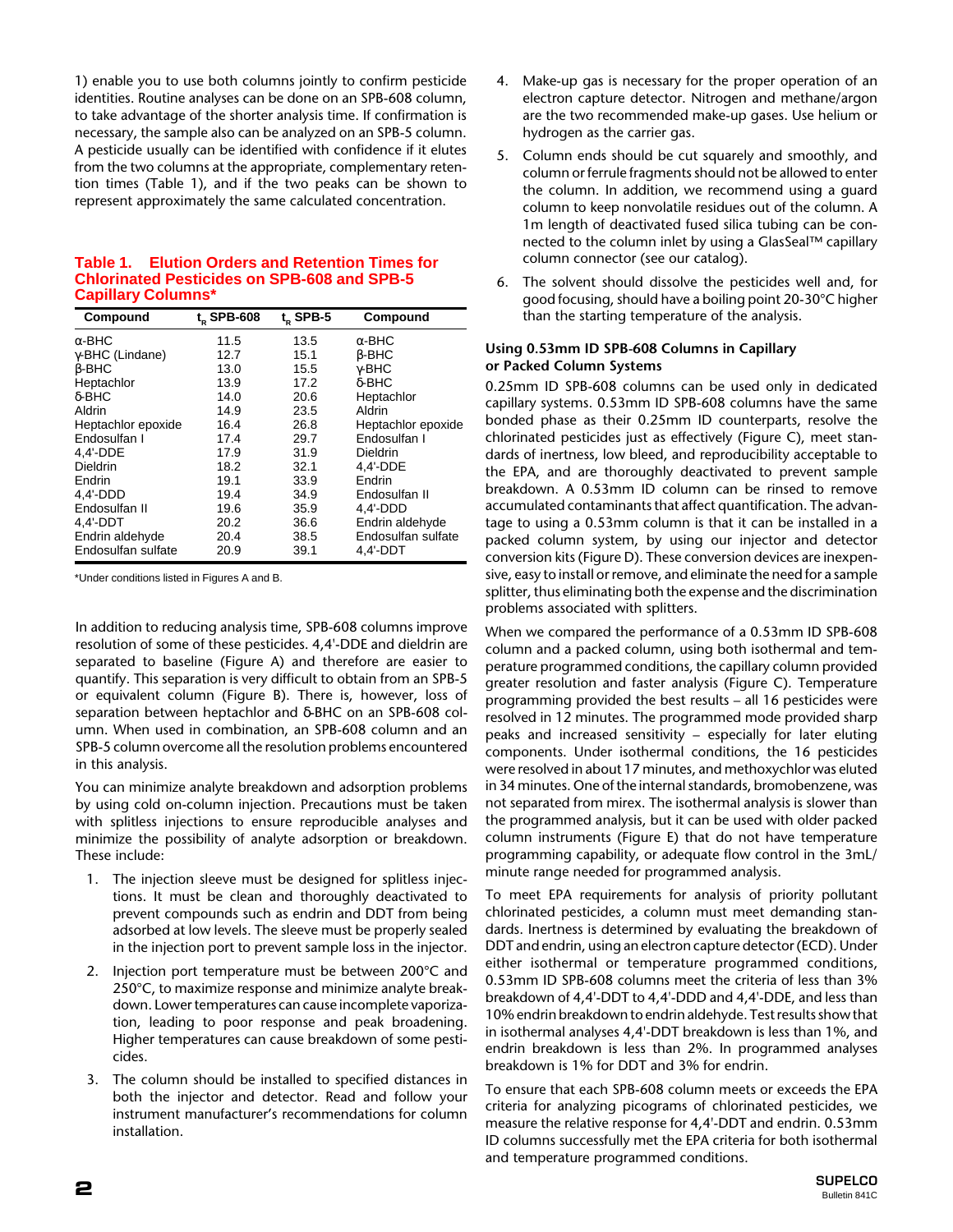1) enable you to use both columns jointly to confirm pesticide identities. Routine analyses can be done on an SPB-608 column, to take advantage of the shorter analysis time. If confirmation is necessary, the sample also can be analyzed on an SPB-5 column. A pesticide usually can be identified with confidence if it elutes from the two columns at the appropriate, complementary retention times (Table 1), and if the two peaks can be shown to represent approximately the same calculated concentration.

**Table 1. Elution Orders and Retention Times for Chlorinated Pesticides on SPB-608 and SPB-5 Capillary Columns***

| Compound | $t_R$ SPB-608 | $t_R$ SPB-5 | Compound |
|---|---|---|---|
| α-BHC | 11.5 | 13.5 | α-BHC |
| γ-BHC (Lindane) | 12.7 | 15.1 | β-BHC |
| β-BHC | 13.0 | 15.5 | γ-BHC |
| Heptachlor | 13.9 | 17.2 | δ-BHC |
| δ-BHC | 14.0 | 20.6 | Heptachlor |
| Aldrin | 14.9 | 23.5 | Aldrin |
| Heptachlor epoxide | 16.4 | 26.8 | Heptachlor epoxide |
| Endosulfan I | 17.4 | 29.7 | Endosulfan I |
| 4,4'-DDE | 17.9 | 31.9 | Dieldrin |
| Dieldrin | 18.2 | 32.1 | 4,4'-DDE |
| Endrin | 19.1 | 33.9 | Endrin |
| 4,4'-DDD | 19.4 | 34.9 | Endosulfan II |
| Endosulfan II | 19.6 | 35.9 | 4,4'-DDD |
| 4,4'-DDT | 20.2 | 36.6 | Endrin aldehyde |
| Endrin aldehyde | 20.4 | 38.5 | Endosulfan sulfate |
| Endosulfan sulfate | 20.9 | 39.1 | 4,4'-DDT |

*Under conditions listed in Figures A and B.

In addition to reducing analysis time, SPB-608 columns improve resolution of some of these pesticides. 4,4'-DDE and dieldrin are separated to baseline (Figure A) and therefore are easier to quantify. This separation is very difficult to obtain from an SPB-5 or equivalent column (Figure B). There is, however, loss of separation between heptachlor and δ-BHC on an SPB-608 column. When used in combination, an SPB-608 column and an SPB-5 column overcome all the resolution problems encountered in this analysis.

You can minimize analyte breakdown and adsorption problems by using cold on-column injection. Precautions must be taken with splitless injections to ensure reproducible analyses and minimize the possibility of analyte adsorption or breakdown. These include:

1. The injection sleeve must be designed for splitless injections. It must be clean and thoroughly deactivated to prevent compounds such as endrin and DDT from being adsorbed at low levels. The sleeve must be properly sealed in the injection port to prevent sample loss in the injector.
2. Injection port temperature must be between 200°C and 250°C, to maximize response and minimize analyte breakdown. Lower temperatures can cause incomplete vaporization, leading to poor response and peak broadening. Higher temperatures can cause breakdown of some pesticides.
3. The column should be installed to specified distances in both the injector and detector. Read and follow your instrument manufacturer's recommendations for column installation.
4. Make-up gas is necessary for the proper operation of an electron capture detector. Nitrogen and methane/argon are the two recommended make-up gases. Use helium or hydrogen as the carrier gas.
5. Column ends should be cut squarely and smoothly, and column or ferrule fragments should not be allowed to enter the column. In addition, we recommend using a guard column to keep nonvolatile residues out of the column. A 1m length of deactivated fused silica tubing can be connected to the column inlet by using a GlasSeal™ capillary column connector (see our catalog).
6. The solvent should dissolve the pesticides well and, for good focusing, should have a boiling point 20-30°C higher than the starting temperature of the analysis.

### Using 0.53mm ID SPB-608 Columns in Capillary or Packed Column Systems

0.25mm ID SPB-608 columns can be used only in dedicated capillary systems. 0.53mm ID SPB-608 columns have the same bonded phase as their 0.25mm ID counterparts, resolve the chlorinated pesticides just as effectively (Figure C), meet standards of inertness, low bleed, and reproducibility acceptable to the EPA, and are thoroughly deactivated to prevent sample breakdown. A 0.53mm ID column can be rinsed to remove accumulated contaminants that affect quantification. The advantage to using a 0.53mm column is that it can be installed in a packed column system, by using our injector and detector conversion kits (Figure D). These conversion devices are inexpensive, easy to install or remove, and eliminate the need for a sample splitter, thus eliminating both the expense and the discrimination problems associated with splitters.

When we compared the performance of a 0.53mm ID SPB-608 column and a packed column, using both isothermal and temperature programmed conditions, the capillary column provided greater resolution and faster analysis (Figure C). Temperature programming provided the best results – all 16 pesticides were resolved in 12 minutes. The programmed mode provided sharp peaks and increased sensitivity – especially for later eluting components. Under isothermal conditions, the 16 pesticides were resolved in about 17 minutes, and methoxychlor was eluted in 34 minutes. One of the internal standards, bromobenzene, was not separated from mirex. The isothermal analysis is slower than the programmed analysis, but it can be used with older packed column instruments (Figure E) that do not have temperature programming capability, or adequate flow control in the 3mL/minute range needed for programmed analysis.

To meet EPA requirements for analysis of priority pollutant chlorinated pesticides, a column must meet demanding standards. Inertness is determined by evaluating the breakdown of DDT and endrin, using an electron capture detector (ECD). Under either isothermal or temperature programmed conditions, 0.53mm ID SPB-608 columns meet the criteria of less than 3% breakdown of 4,4'-DDT to 4,4'-DDD and 4,4'-DDE, and less than 10% endrin breakdown to endrin aldehyde. Test results show that in isothermal analyses 4,4'-DDT breakdown is less than 1%, and endrin breakdown is less than 2%. In programmed analyses breakdown is 1% for DDT and 3% for endrin.

To ensure that each SPB-608 column meets or exceeds the EPA criteria for analyzing picograms of chlorinated pesticides, we measure the relative response for 4,4'-DDT and endrin. 0.53mm ID columns successfully met the EPA criteria for both isothermal and temperature programmed conditions.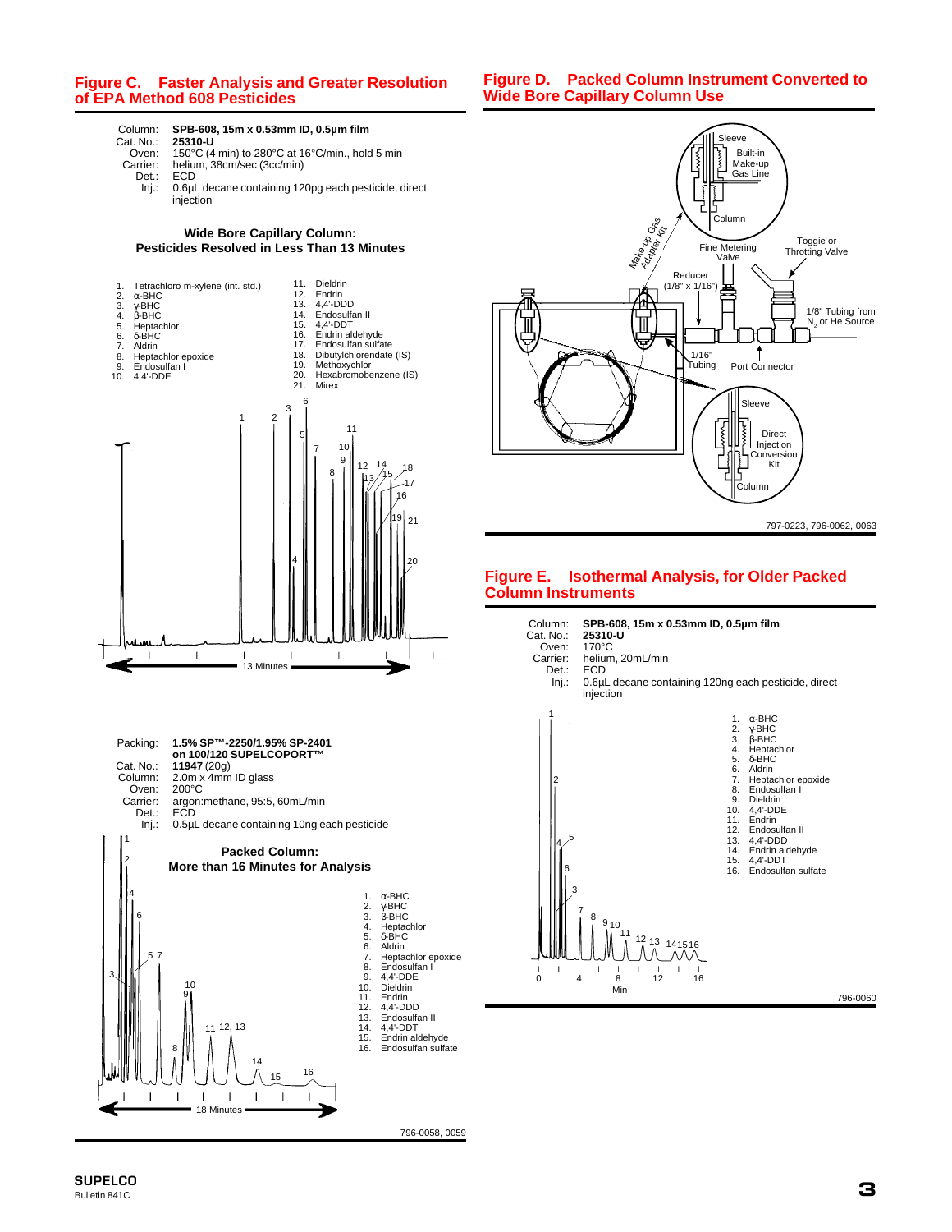## Figure C. Faster Analysis and Greater Resolution of EPA Method 608 Pesticides

Column: **SPB-608, 15m x 0.53mm ID, 0.5µm film**
Cat. No.: **25310-U**
Oven: 150°C (4 min) to 280°C at 16°C/min., hold 5 min
Carrier: helium, 38cm/sec (3cc/min)
Det.: ECD
Inj.: 0.6µL decane containing 120pg each pesticide, direct injection

**Wide Bore Capillary Column: Pesticides Resolved in Less Than 13 Minutes**

1. Tetrachloro m-xylene (int. std.)
2. α-BHC
3. γ-BHC
4. β-BHC
5. Heptachlor
6. δ-BHC
7. Aldrin
8. Heptachlor epoxide
9. Endosulfan I
10. 4,4'-DDE
11. Dieldrin
12. Endrin
13. 4,4'-DDD
14. Endosulfan II
15. 4,4'-DDT
16. Endrin aldehyde
17. Endosulfan sulfate
18. Dibutylchlorendate (IS)
19. Methoxychlor
20. Hexabromobenzene (IS)
21. Mirex

13 Minutes

Packing: **1.5% SP™-2250/1.95% SP-2401 on 100/120 SUPELCOPORT™**
Cat. No.: **11947** (20g)
Column: 2.0m x 4mm ID glass
Oven: 200°C
Carrier: argon:methane, 95:5, 60mL/min
Det.: ECD
Inj.: 0.5µL decane containing 10ng each pesticide

**Packed Column: More than 16 Minutes for Analysis**

1. α-BHC
2. γ-BHC
3. β-BHC
4. Heptachlor
5. δ-BHC
6. Aldrin
7. Heptachlor epoxide
8. Endosulfan I
9. 4,4'-DDE
10. Dieldrin
11. Endrin
12. 4,4'-DDD
13. Endosulfan II
14. 4,4'-DDT
15. Endrin aldehyde
16. Endosulfan sulfate

18 Minutes

796-0058, 0059

## Figure D. Packed Column Instrument Converted to Wide Bore Capillary Column Use

Sleeve; Built-in Make-up Gas Line; Column; Make-up Gas Adapter Kit; Fine Metering Valve; Toggle or Throttling Valve; Reducer (1/8" x 1/16"); 1/8" Tubing from $N_2$ or He Source; 1/16" Tubing; Port Connector; Sleeve; Direct Injection Conversion Kit; Column

797-0223, 796-0062, 0063

## Figure E. Isothermal Analysis, for Older Packed Column Instruments

Column: **SPB-608, 15m x 0.53mm ID, 0.5µm film**
Cat. No.: **25310-U**
Oven: 170°C
Carrier: helium, 20mL/min
Det.: ECD
Inj.: 0.6µL decane containing 120ng each pesticide, direct injection

1. α-BHC
2. γ-BHC
3. β-BHC
4. Heptachlor
5. δ-BHC
6. Aldrin
7. Heptachlor epoxide
8. Endosulfan I
9. Dieldrin
10. 4,4'-DDE
11. Endrin
12. Endosulfan II
13. 4,4'-DDD
14. Endrin aldehyde
15. 4,4'-DDT
16. Endosulfan sulfate

Min

796-0060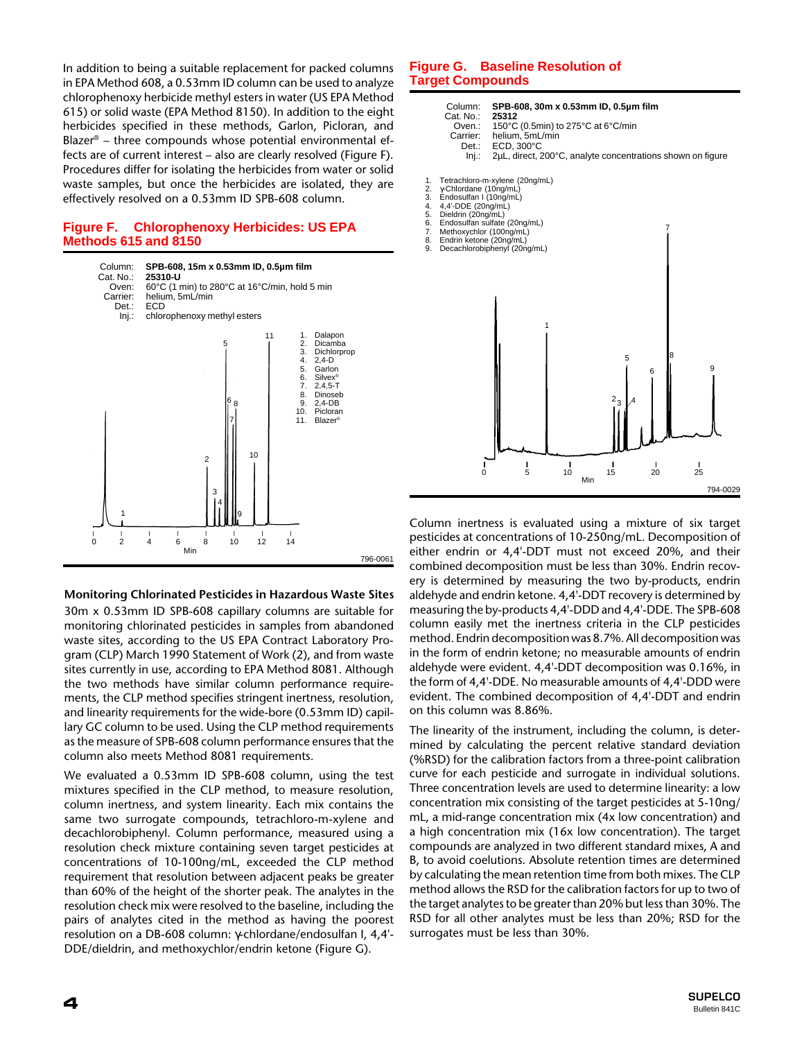In addition to being a suitable replacement for packed columns in EPA Method 608, a 0.53mm ID column can be used to analyze chlorophenoxy herbicide methyl esters in water (US EPA Method 615) or solid waste (EPA Method 8150). In addition to the eight herbicides specified in these methods, Garlon, Picloran, and Blazer® – three compounds whose potential environmental effects are of current interest – also are clearly resolved (Figure F). Procedures differ for isolating the herbicides from water or solid waste samples, but once the herbicides are isolated, they are effectively resolved on a 0.53mm ID SPB-608 column.

### Figure F. Chlorophenoxy Herbicides: US EPA Methods 615 and 8150

Column: **SPB-608, 15m x 0.53mm ID, 0.5µm film**
Cat. No.: **25310-U**
Oven: 60°C (1 min) to 280°C at 16°C/min, hold 5 min
Carrier: helium, 5mL/min
Det.: ECD
Inj.: chlorophenoxy methyl esters

1. Dalapon
2. Dicamba
3. Dichlorprop
4. 2,4-D
5. Garlon
6. Silvex®
7. 2,4,5-T
8. Dinoseb
9. 2,4-DB
10. Picloran
11. Blazer®

796-0061

### Monitoring Chlorinated Pesticides in Hazardous Waste Sites

30m x 0.53mm ID SPB-608 capillary columns are suitable for monitoring chlorinated pesticides in samples from abandoned waste sites, according to the US EPA Contract Laboratory Program (CLP) March 1990 Statement of Work (2), and from waste sites currently in use, according to EPA Method 8081. Although the two methods have similar column performance requirements, the CLP method specifies stringent inertness, resolution, and linearity requirements for the wide-bore (0.53mm ID) capillary GC column to be used. Using the CLP method requirements as the measure of SPB-608 column performance ensures that the column also meets Method 8081 requirements.

We evaluated a 0.53mm ID SPB-608 column, using the test mixtures specified in the CLP method, to measure resolution, column inertness, and system linearity. Each mix contains the same two surrogate compounds, tetrachloro-m-xylene and decachlorobiphenyl. Column performance, measured using a resolution check mixture containing seven target pesticides at concentrations of 10-100ng/mL, exceeded the CLP method requirement that resolution between adjacent peaks be greater than 60% of the height of the shorter peak. The analytes in the resolution check mix were resolved to the baseline, including the pairs of analytes cited in the method as having the poorest resolution on a DB-608 column: γ-chlordane/endosulfan I, 4,4'-DDE/dieldrin, and methoxychlor/endrin ketone (Figure G).

### Figure G. Baseline Resolution of Target Compounds

Column: **SPB-608, 30m x 0.53mm ID, 0.5µm film**
Cat. No.: **25312**
Oven.: 150°C (0.5min) to 275°C at 6°C/min
Carrier: helium, 5mL/min
Det.: ECD, 300°C
Inj.: 2µL, direct, 200°C, analyte concentrations shown on figure

1. Tetrachloro-m-xylene (20ng/mL)
2. γ-Chlordane (10ng/mL)
3. Endosulfan I (10ng/mL)
4. 4,4'-DDE (20ng/mL)
5. Dieldrin (20ng/mL)
6. Endosulfan sulfate (20ng/mL)
7. Methoxychlor (100ng/mL)
8. Endrin ketone (20ng/mL)
9. Decachlorobiphenyl (20ng/mL)

794-0029

Column inertness is evaluated using a mixture of six target pesticides at concentrations of 10-250ng/mL. Decomposition of either endrin or 4,4'-DDT must not exceed 20%, and their combined decomposition must be less than 30%. Endrin recovery is determined by measuring the two by-products, endrin aldehyde and endrin ketone. 4,4'-DDT recovery is determined by measuring the by-products 4,4'-DDD and 4,4'-DDE. The SPB-608 column easily met the inertness criteria in the CLP pesticides method. Endrin decomposition was 8.7%. All decomposition was in the form of endrin ketone; no measurable amounts of endrin aldehyde were evident. 4,4'-DDT decomposition was 0.16%, in the form of 4,4'-DDE. No measurable amounts of 4,4'-DDD were evident. The combined decomposition of 4,4'-DDT and endrin on this column was 8.86%.

The linearity of the instrument, including the column, is determined by calculating the percent relative standard deviation (%RSD) for the calibration factors from a three-point calibration curve for each pesticide and surrogate in individual solutions. Three concentration levels are used to determine linearity: a low concentration mix consisting of the target pesticides at 5-10ng/mL, a mid-range concentration mix (4x low concentration) and a high concentration mix (16x low concentration). The target compounds are analyzed in two different standard mixes, A and B, to avoid coelutions. Absolute retention times are determined by calculating the mean retention time from both mixes. The CLP method allows the RSD for the calibration factors for up to two of the target analytes to be greater than 20% but less than 30%. The RSD for all other analytes must be less than 20%; RSD for the surrogates must be less than 30%.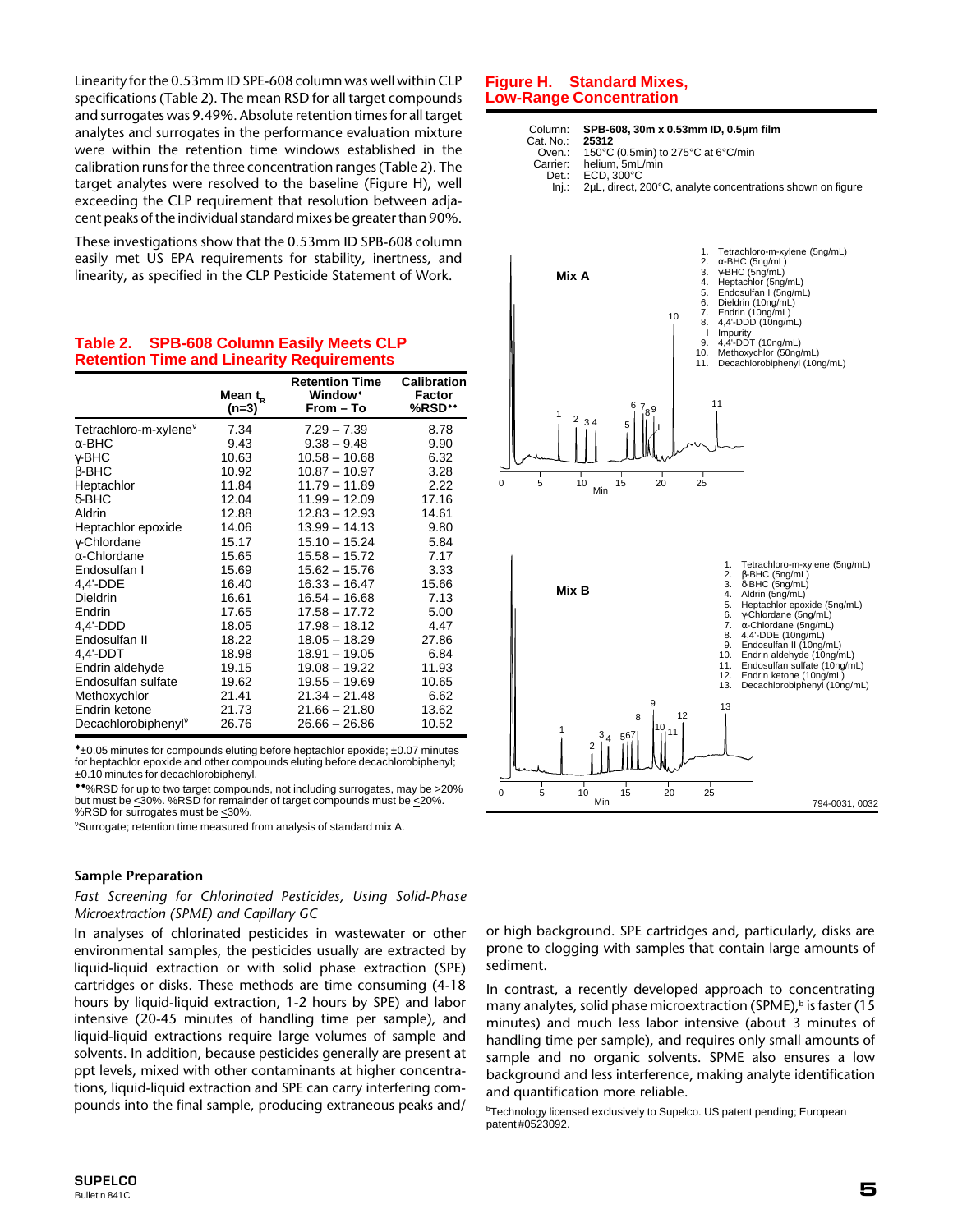Linearity for the 0.53mm ID SPB-608 column was well within CLP specifications (Table 2). The mean RSD for all target compounds and surrogates was 9.49%. Absolute retention times for all target analytes and surrogates in the performance evaluation mixture were within the retention time windows established in the calibration runs for the three concentration ranges (Table 2). The target analytes were resolved to the baseline (Figure H), well exceeding the CLP requirement that resolution between adjacent peaks of the individual standard mixes be greater than 90%.

These investigations show that the 0.53mm ID SPB-608 column easily met US EPA requirements for stability, inertness, and linearity, as specified in the CLP Pesticide Statement of Work.

## Table 2. SPB-608 Column Easily Meets CLP Retention Time and Linearity Requirements

| | Mean $t_R$ (n=3) | Retention Time Window♦ From – To | Calibration Factor %RSD♦♦ |
|---|---|---|---|
| Tetrachloro-m-xylene[ν] | 7.34 | 7.29 – 7.39 | 8.78 |
| α-BHC | 9.43 | 9.38 – 9.48 | 9.90 |
| γ-BHC | 10.63 | 10.58 – 10.68 | 6.32 |
| β-BHC | 10.92 | 10.87 – 10.97 | 3.28 |
| Heptachlor | 11.84 | 11.79 – 11.89 | 2.22 |
| δ-BHC | 12.04 | 11.99 – 12.09 | 17.16 |
| Aldrin | 12.88 | 12.83 – 12.93 | 14.61 |
| Heptachlor epoxide | 14.06 | 13.99 – 14.13 | 9.80 |
| γ-Chlordane | 15.17 | 15.10 – 15.24 | 5.84 |
| α-Chlordane | 15.65 | 15.58 – 15.72 | 7.17 |
| Endosulfan I | 15.69 | 15.62 – 15.76 | 3.33 |
| 4,4'-DDE | 16.40 | 16.33 – 16.47 | 15.66 |
| Dieldrin | 16.61 | 16.54 – 16.68 | 7.13 |
| Endrin | 17.65 | 17.58 – 17.72 | 5.00 |
| 4,4'-DDD | 18.05 | 17.98 – 18.12 | 4.47 |
| Endosulfan II | 18.22 | 18.05 – 18.29 | 27.86 |
| 4,4'-DDT | 18.98 | 18.91 – 19.05 | 6.84 |
| Endrin aldehyde | 19.15 | 19.08 – 19.22 | 11.93 |
| Endosulfan sulfate | 19.62 | 19.55 – 19.69 | 10.65 |
| Methoxychlor | 21.41 | 21.34 – 21.48 | 6.62 |
| Endrin ketone | 21.73 | 21.66 – 21.80 | 13.62 |
| Decachlorobiphenyl[ν] | 26.76 | 26.66 – 26.86 | 10.52 |

♦±0.05 minutes for compounds eluting before heptachlor epoxide; ±0.07 minutes for heptachlor epoxide and other compounds eluting before decachlorobiphenyl; ±0.10 minutes for decachlorobiphenyl.

♦♦%RSD for up to two target compounds, not including surrogates, may be >20% but must be ≤30%. %RSD for remainder of target compounds must be ≤20%. %RSD for surrogates must be ≤30%.

[ν]Surrogate; retention time measured from analysis of standard mix A.

## Figure H. Standard Mixes, Low-Range Concentration

Column: **SPB-608, 30m x 0.53mm ID, 0.5µm film**
Cat. No.: **25312**
Oven.: 150°C (0.5min) to 275°C at 6°C/min
Carrier: helium, 5mL/min
Det.: ECD, 300°C
Inj.: 2µL, direct, 200°C, analyte concentrations shown on figure

**Mix A**

1. Tetrachloro-m-xylene (5ng/mL)
2. α-BHC (5ng/mL)
3. γ-BHC (5ng/mL)
4. Heptachlor (5ng/mL)
5. Endosulfan I (5ng/mL)
6. Dieldrin (10ng/mL)
7. Endrin (10ng/mL)
8. 4,4'-DDD (10ng/mL)
I Impurity
9. 4,4'-DDT (10ng/mL)
10. Methoxychlor (50ng/mL)
11. Decachlorobiphenyl (10ng/mL)

**Mix B**

1. Tetrachloro-m-xylene (5ng/mL)
2. β-BHC (5ng/mL)
3. δ-BHC (5ng/mL)
4. Aldrin (5ng/mL)
5. Heptachlor epoxide (5ng/mL)
6. γ-Chlordane (5ng/mL)
7. α-Chlordane (5ng/mL)
8. 4,4'-DDE (10ng/mL)
9. Endosulfan II (10ng/mL)
10. Endrin aldehyde (10ng/mL)
11. Endosulfan sulfate (10ng/mL)
12. Endrin ketone (10ng/mL)
13. Decachlorobiphenyl (10ng/mL)

794-0031, 0032

### Sample Preparation

*Fast Screening for Chlorinated Pesticides, Using Solid-Phase Microextraction (SPME) and Capillary GC*

In analyses of chlorinated pesticides in wastewater or other environmental samples, the pesticides usually are extracted by liquid-liquid extraction or with solid phase extraction (SPE) cartridges or disks. These methods are time consuming (4-18 hours by liquid-liquid extraction, 1-2 hours by SPE) and labor intensive (20-45 minutes of handling time per sample), and liquid-liquid extractions require large volumes of sample and solvents. In addition, because pesticides generally are present at ppt levels, mixed with other contaminants at higher concentrations, liquid-liquid extraction and SPE can carry interfering compounds into the final sample, producing extraneous peaks and/or high background. SPE cartridges and, particularly, disks are prone to clogging with samples that contain large amounts of sediment.

In contrast, a recently developed approach to concentrating many analytes, solid phase microextraction (SPME),[b] is faster (15 minutes) and much less labor intensive (about 3 minutes of handling time per sample), and requires only small amounts of sample and no organic solvents. SPME also ensures a low background and less interference, making analyte identification and quantification more reliable.

[b]Technology licensed exclusively to Supelco. US patent pending; European patent #0523092.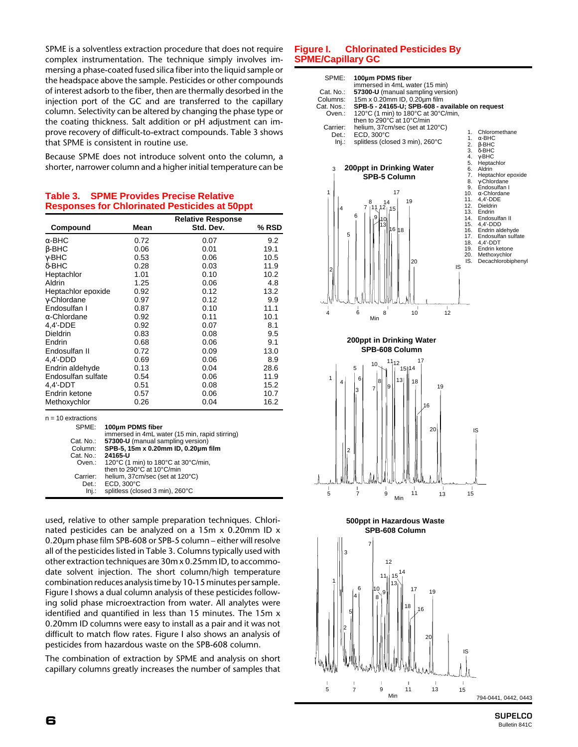SPME is a solventless extraction procedure that does not require complex instrumentation. The technique simply involves immersing a phase-coated fused silica fiber into the liquid sample or the headspace above the sample. Pesticides or other compounds of interest adsorb to the fiber, then are thermally desorbed in the injection port of the GC and are transferred to the capillary column. Selectivity can be altered by changing the phase type or the coating thickness. Salt addition or pH adjustment can improve recovery of difficult-to-extract compounds. Table 3 shows that SPME is consistent in routine use.

Because SPME does not introduce solvent onto the column, a shorter, narrower column and a higher initial temperature can be used, relative to other sample preparation techniques. Chlorinated pesticides can be analyzed on a 15m x 0.20mm ID x 0.20µm phase film SPB-608 or SPB-5 column – either will resolve all of the pesticides listed in Table 3. Columns typically used with other extraction techniques are 30m x 0.25mm ID, to accommodate solvent injection. The short column/high temperature combination reduces analysis time by 10-15 minutes per sample. Figure I shows a dual column analysis of these pesticides following solid phase microextraction from water. All analytes were identified and quantified in less than 15 minutes. The 15m x 0.20mm ID columns were easy to install as a pair and it was not difficult to match flow rates. Figure I also shows an analysis of pesticides from hazardous waste on the SPB-608 column.

The combination of extraction by SPME and analysis on short capillary columns greatly increases the number of samples that

## Table 3. SPME Provides Precise Relative Responses for Chlorinated Pesticides at 50ppt

| Compound | Relative Response Mean | Relative Response Std. Dev. | % RSD |
|---|---|---|---|
| α-BHC | 0.72 | 0.07 | 9.2 |
| β-BHC | 0.06 | 0.01 | 19.1 |
| γ-BHC | 0.53 | 0.06 | 10.5 |
| δ-BHC | 0.28 | 0.03 | 11.9 |
| Heptachlor | 1.01 | 0.10 | 10.2 |
| Aldrin | 1.25 | 0.06 | 4.8 |
| Heptachlor epoxide | 0.92 | 0.12 | 13.2 |
| γ-Chlordane | 0.97 | 0.12 | 9.9 |
| Endosulfan I | 0.87 | 0.10 | 11.1 |
| α-Chlordane | 0.92 | 0.11 | 10.1 |
| 4,4'-DDE | 0.92 | 0.07 | 8.1 |
| Dieldrin | 0.83 | 0.08 | 9.5 |
| Endrin | 0.68 | 0.06 | 9.1 |
| Endosulfan II | 0.72 | 0.09 | 13.0 |
| 4,4'-DDD | 0.69 | 0.06 | 8.9 |
| Endrin aldehyde | 0.13 | 0.04 | 28.6 |
| Endosulfan sulfate | 0.54 | 0.06 | 11.9 |
| 4,4'-DDT | 0.51 | 0.08 | 15.2 |
| Endrin ketone | 0.57 | 0.06 | 10.7 |
| Methoxychlor | 0.26 | 0.04 | 16.2 |

n = 10 extractions

SPME: **100µm PDMS fiber**
immersed in 4mL water (15 min, rapid stirring)
Cat. No.: **57300-U** (manual sampling version)
Column: **SPB-5, 15m x 0.20mm ID, 0.20µm film**
Cat. No.: **24165-U**
Oven.: 120°C (1 min) to 180°C at 30°C/min, then to 290°C at 10°C/min
Carrier: helium, 37cm/sec (set at 120°C)
Det.: ECD, 300°C
Inj.: splitless (closed 3 min), 260°C

## Figure I. Chlorinated Pesticides By SPME/Capillary GC

SPME: **100µm PDMS fiber**
immersed in 4mL water (15 min)
Cat. No.: **57300-U** (manual sampling version)
Columns: 15m x 0.20mm ID, 0.20µm film
Cat. Nos.: **SPB-5 - 24165-U; SPB-608 - available on request**
Oven.: 120°C (1 min) to 180°C at 30°C/min, then to 290°C at 10°C/min
Carrier: helium, 37cm/sec (set at 120°C)
Det.: ECD, 300°C
Inj.: splitless (closed 3 min), 260°C

1. Chloromethane
1. α-BHC
2. β-BHC
3. δ-BHC
4. γ-BHC
5. Heptachlor
6. Aldrin
7. Heptachlor epoxide
8. γ-Chlordane
9. Endosulfan I
10. α-Chlordane
11. 4,4'-DDE
12. Dieldrin
13. Endrin
14. Endosulfan II
15. 4,4'-DDD
16. Endrin aldehyde
17. Endosulfan sulfate
18. 4,4'-DDT
19. Endrin ketone
20. Methoxychlor

IS. Decachlorobiphenyl

200ppt in Drinking Water SPB-5 Column

200ppt in Drinking Water SPB-608 Column

500ppt in Hazardous Waste SPB-608 Column

794-0441, 0442, 0443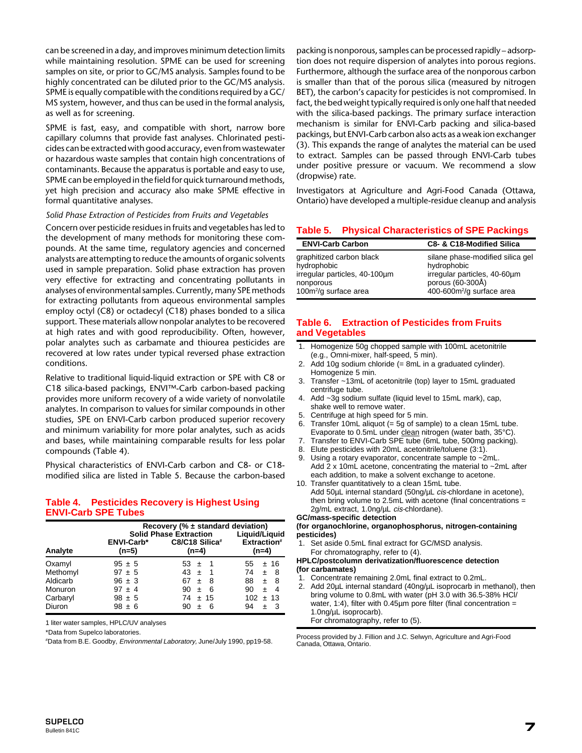can be screened in a day, and improves minimum detection limits while maintaining resolution. SPME can be used for screening samples on site, or prior to GC/MS analysis. Samples found to be highly concentrated can be diluted prior to the GC/MS analysis. SPME is equally compatible with the conditions required by a GC/ MS system, however, and thus can be used in the formal analysis, as well as for screening.

SPME is fast, easy, and compatible with short, narrow bore capillary columns that provide fast analyses. Chlorinated pesticides can be extracted with good accuracy, even from wastewater or hazardous waste samples that contain high concentrations of contaminants. Because the apparatus is portable and easy to use, SPME can be employed in the field for quick turnaround methods, yet high precision and accuracy also make SPME effective in formal quantitative analyses.

*Solid Phase Extraction of Pesticides from Fruits and Vegetables*

Concern over pesticide residues in fruits and vegetables has led to the development of many methods for monitoring these compounds. At the same time, regulatory agencies and concerned analysts are attempting to reduce the amounts of organic solvents used in sample preparation. Solid phase extraction has proven very effective for extracting and concentrating pollutants in analyses of environmental samples. Currently, many SPE methods for extracting pollutants from aqueous environmental samples employ octyl (C8) or octadecyl (C18) phases bonded to a silica support. These materials allow nonpolar analytes to be recovered at high rates and with good reproducibility. Often, however, polar analytes such as carbamate and thiourea pesticides are recovered at low rates under typical reversed phase extraction conditions.

Relative to traditional liquid-liquid extraction or SPE with C8 or C18 silica-based packings, ENVI™-Carb carbon-based packing provides more uniform recovery of a wide variety of nonvolatile analytes. In comparison to values for similar compounds in other studies, SPE on ENVI-Carb carbon produced superior recovery and minimum variability for more polar analytes, such as acids and bases, while maintaining comparable results for less polar compounds (Table 4).

Physical characteristics of ENVI-Carb carbon and C8- or C18-modified silica are listed in Table 5. Because the carbon-based packing is nonporous, samples can be processed rapidly – adsorption does not require dispersion of analytes into porous regions. Furthermore, although the surface area of the nonporous carbon is smaller than that of the porous silica (measured by nitrogen BET), the carbon's capacity for pesticides is not compromised. In fact, the bed weight typically required is only one half that needed with the silica-based packings. The primary surface interaction mechanism is similar for ENVI-Carb packing and silica-based packings, but ENVI-Carb carbon also acts as a weak ion exchanger (3). This expands the range of analytes the material can be used to extract. Samples can be passed through ENVI-Carb tubes under positive pressure or vacuum. We recommend a slow (dropwise) rate.

Investigators at Agriculture and Agri-Food Canada (Ottawa, Ontario) have developed a multiple-residue cleanup and analysis

## Table 4. Pesticides Recovery is Highest Using ENVI-Carb SPE Tubes

| | Recovery (% ± standard deviation) | | |
|---|---|---|---|
| | Solid Phase Extraction | | Liquid/Liquid Extraction[#] |
| Analyte | ENVI-Carb* (n=5) | C8/C18 Silica[#] (n=4) | (n=4) |
| Oxamyl | 95 ± 5 | 53 ± 1 | 55 ± 16 |
| Methomyl | 97 ± 5 | 43 ± 1 | 74 ± 8 |
| Aldicarb | 96 ± 3 | 67 ± 8 | 88 ± 8 |
| Monuron | 97 ± 4 | 90 ± 6 | 90 ± 4 |
| Carbaryl | 98 ± 5 | 74 ± 15 | 102 ± 13 |
| Diuron | 98 ± 6 | 90 ± 6 | 94 ± 3 |

1 liter water samples, HPLC/UV analyses

*Data from Supelco laboratories.

[#]Data from B.E. Goodby, *Environmental Laboratory*, June/July 1990, pp19-58.

## Table 5. Physical Characteristics of SPE Packings

| ENVI-Carb Carbon | C8- & C18-Modified Silica |
|---|---|
| graphitized carbon black | silane phase-modified silica gel |
| hydrophobic | hydrophobic |
| irregular particles, 40-100µm | irregular particles, 40-60µm |
| nonporous | porous (60-300Å) |
| 100m²/g surface area | 400-600m²/g surface area |

## Table 6. Extraction of Pesticides from Fruits and Vegetables

1. Homogenize 50g chopped sample with 100mL acetonitrile (e.g., Omni-mixer, half-speed, 5 min).
2. Add 10g sodium chloride (= 8mL in a graduated cylinder). Homogenize 5 min.
3. Transfer ~13mL of acetonitrile (top) layer to 15mL graduated centrifuge tube.
4. Add ~3g sodium sulfate (liquid level to 15mL mark), cap, shake well to remove water.
5. Centrifuge at high speed for 5 min.
6. Transfer 10mL aliquot (= 5g of sample) to a clean 15mL tube. Evaporate to 0.5mL under clean nitrogen (water bath, 35°C).
7. Transfer to ENVI-Carb SPE tube (6mL tube, 500mg packing).
8. Elute pesticides with 20mL acetonitrile/toluene (3:1).
9. Using a rotary evaporator, concentrate sample to ~2mL. Add 2 x 10mL acetone, concentrating the material to ~2mL after each addition, to make a solvent exchange to acetone.
10. Transfer quantitatively to a clean 15mL tube. Add 50µL internal standard (50ng/µL *cis*-chlordane in acetone), then bring volume to 2.5mL with acetone (final concentrations = 2g/mL extract, 1.0ng/µL *cis*-chlordane).

**GC/mass-specific detection**
**(for organochlorine, organophosphorus, nitrogen-containing pesticides)**

1. Set aside 0.5mL final extract for GC/MSD analysis. For chromatography, refer to (4).

**HPLC/postcolumn derivatization/fluorescence detection**
**(for carbamates)**

1. Concentrate remaining 2.0mL final extract to 0.2mL.
2. Add 20µL internal standard (40ng/µL isoprocarb in methanol), then bring volume to 0.8mL with water (pH 3.0 with 36.5-38% HCl/ water, 1:4), filter with 0.45µm pore filter (final concentration = 1.0ng/µL isoprocarb). For chromatography, refer to (5).

Process provided by J. Fillion and J.C. Selwyn, Agriculture and Agri-Food Canada, Ottawa, Ontario.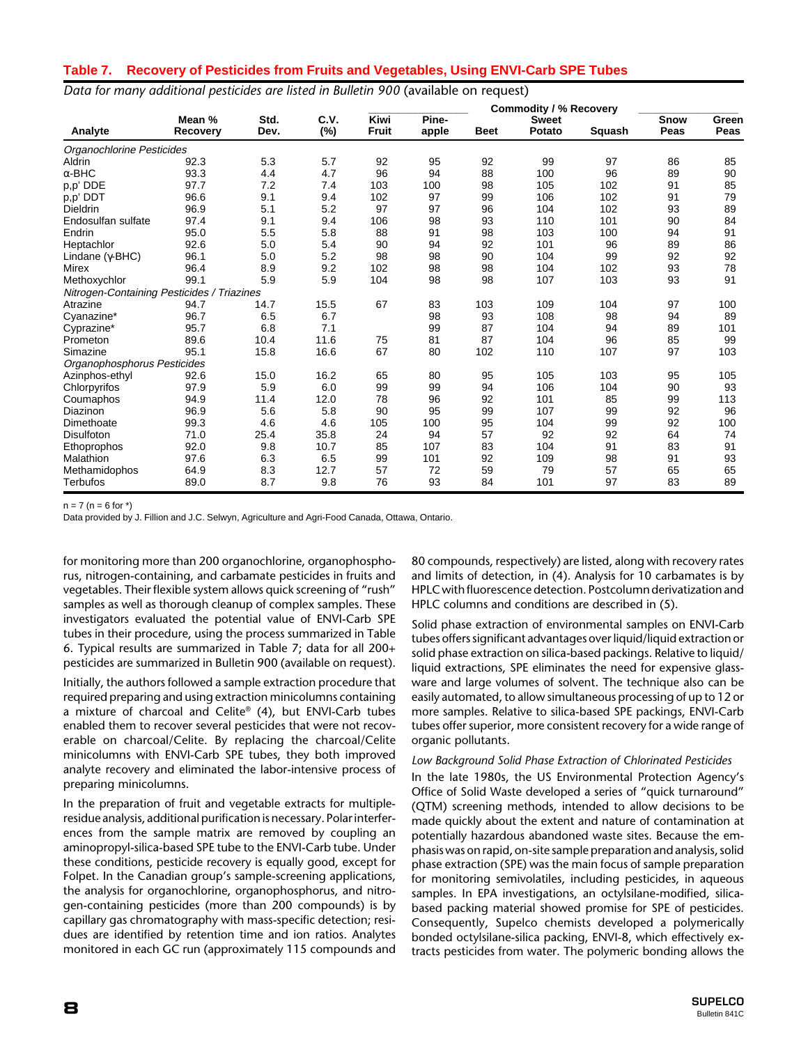## Table 7. Recovery of Pesticides from Fruits and Vegetables, Using ENVI-Carb SPE Tubes

*Data for many additional pesticides are listed in Bulletin 900* (available on request)

| Analyte | Mean % Recovery | Std. Dev. | C.V. (%) | Commodity / % Recovery | | | | | | |
|---|---|---|---|---|---|---|---|---|---|---|
| | | | | Kiwi Fruit | Pine-apple | Beet | Sweet Potato | Squash | Snow Peas | Green Peas |
| *Organochlorine Pesticides* | | | | | | | | | | |
| Aldrin | 92.3 | 5.3 | 5.7 | 92 | 95 | 92 | 99 | 97 | 86 | 85 |
| α-BHC | 93.3 | 4.4 | 4.7 | 96 | 94 | 88 | 100 | 96 | 89 | 90 |
| p,p' DDE | 97.7 | 7.2 | 7.4 | 103 | 100 | 98 | 105 | 102 | 91 | 85 |
| p,p' DDT | 96.6 | 9.1 | 9.4 | 102 | 97 | 99 | 106 | 102 | 91 | 79 |
| Dieldrin | 96.9 | 5.1 | 5.2 | 97 | 97 | 96 | 104 | 102 | 93 | 89 |
| Endosulfan sulfate | 97.4 | 9.1 | 9.4 | 106 | 98 | 93 | 110 | 101 | 90 | 84 |
| Endrin | 95.0 | 5.5 | 5.8 | 88 | 91 | 98 | 103 | 100 | 94 | 91 |
| Heptachlor | 92.6 | 5.0 | 5.4 | 90 | 94 | 92 | 101 | 96 | 89 | 86 |
| Lindane (γ-BHC) | 96.1 | 5.0 | 5.2 | 98 | 98 | 90 | 104 | 99 | 92 | 92 |
| Mirex | 96.4 | 8.9 | 9.2 | 102 | 98 | 98 | 104 | 102 | 93 | 78 |
| Methoxychlor | 99.1 | 5.9 | 5.9 | 104 | 98 | 98 | 107 | 103 | 93 | 91 |
| *Nitrogen-Containing Pesticides / Triazines* | | | | | | | | | | |
| Atrazine | 94.7 | 14.7 | 15.5 | 67 | 83 | 103 | 109 | 104 | 97 | 100 |
| Cyanazine* | 96.7 | 6.5 | 6.7 | | 98 | 93 | 108 | 98 | 94 | 89 |
| Cyprazine* | 95.7 | 6.8 | 7.1 | | 99 | 87 | 104 | 94 | 89 | 101 |
| Prometon | 89.6 | 10.4 | 11.6 | 75 | 81 | 87 | 104 | 96 | 85 | 99 |
| Simazine | 95.1 | 15.8 | 16.6 | 67 | 80 | 102 | 110 | 107 | 97 | 103 |
| *Organophosphorus Pesticides* | | | | | | | | | | |
| Azinphos-ethyl | 92.6 | 15.0 | 16.2 | 65 | 80 | 95 | 105 | 103 | 95 | 105 |
| Chlorpyrifos | 97.9 | 5.9 | 6.0 | 99 | 99 | 94 | 106 | 104 | 90 | 93 |
| Coumaphos | 94.9 | 11.4 | 12.0 | 78 | 96 | 92 | 101 | 85 | 99 | 113 |
| Diazinon | 96.9 | 5.6 | 5.8 | 90 | 95 | 99 | 107 | 99 | 92 | 96 |
| Dimethoate | 99.3 | 4.6 | 4.6 | 105 | 100 | 95 | 104 | 99 | 92 | 100 |
| Disulfoton | 71.0 | 25.4 | 35.8 | 24 | 94 | 57 | 92 | 92 | 64 | 74 |
| Ethoprophos | 92.0 | 9.8 | 10.7 | 85 | 107 | 83 | 104 | 91 | 83 | 91 |
| Malathion | 97.6 | 6.3 | 6.5 | 99 | 101 | 92 | 109 | 98 | 91 | 93 |
| Methamidophos | 64.9 | 8.3 | 12.7 | 57 | 72 | 59 | 79 | 57 | 65 | 65 |
| Terbufos | 89.0 | 8.7 | 9.8 | 76 | 93 | 84 | 101 | 97 | 83 | 89 |

n = 7 (n = 6 for *)

Data provided by J. Fillion and J.C. Selwyn, Agriculture and Agri-Food Canada, Ottawa, Ontario.

for monitoring more than 200 organochlorine, organophosphorus, nitrogen-containing, and carbamate pesticides in fruits and vegetables. Their flexible system allows quick screening of "rush" samples as well as thorough cleanup of complex samples. These investigators evaluated the potential value of ENVI-Carb SPE tubes in their procedure, using the process summarized in Table 6. Typical results are summarized in Table 7; data for all 200+ pesticides are summarized in Bulletin 900 (available on request).

Initially, the authors followed a sample extraction procedure that required preparing and using extraction minicolumns containing a mixture of charcoal and Celite® (4), but ENVI-Carb tubes enabled them to recover several pesticides that were not recoverable on charcoal/Celite. By replacing the charcoal/Celite minicolumns with ENVI-Carb SPE tubes, they both improved analyte recovery and eliminated the labor-intensive process of preparing minicolumns.

In the preparation of fruit and vegetable extracts for multiple-residue analysis, additional purification is necessary. Polar interferences from the sample matrix are removed by coupling an aminopropyl-silica-based SPE tube to the ENVI-Carb tube. Under these conditions, pesticide recovery is equally good, except for Folpet. In the Canadian group's sample-screening applications, the analysis for organochlorine, organophosphorus, and nitrogen-containing pesticides (more than 200 compounds) is by capillary gas chromatography with mass-specific detection; residues are identified by retention time and ion ratios. Analytes monitored in each GC run (approximately 115 compounds and 80 compounds, respectively) are listed, along with recovery rates and limits of detection, in (4). Analysis for 10 carbamates is by HPLC with fluorescence detection. Postcolumn derivatization and HPLC columns and conditions are described in (5).

Solid phase extraction of environmental samples on ENVI-Carb tubes offers significant advantages over liquid/liquid extraction or solid phase extraction on silica-based packings. Relative to liquid/liquid extractions, SPE eliminates the need for expensive glassware and large volumes of solvent. The technique also can be easily automated, to allow simultaneous processing of up to 12 or more samples. Relative to silica-based SPE packings, ENVI-Carb tubes offer superior, more consistent recovery for a wide range of organic pollutants.

### *Low Background Solid Phase Extraction of Chlorinated Pesticides*

In the late 1980s, the US Environmental Protection Agency's Office of Solid Waste developed a series of "quick turnaround" (QTM) screening methods, intended to allow decisions to be made quickly about the extent and nature of contamination at potentially hazardous abandoned waste sites. Because the emphasis was on rapid, on-site sample preparation and analysis, solid phase extraction (SPE) was the main focus of sample preparation for monitoring semivolatiles, including pesticides, in aqueous samples. In EPA investigations, an octylsilane-modified, silica-based packing material showed promise for SPE of pesticides. Consequently, Supelco chemists developed a polymerically bonded octylsilane-silica packing, ENVI-8, which effectively extracts pesticides from water. The polymeric bonding allows the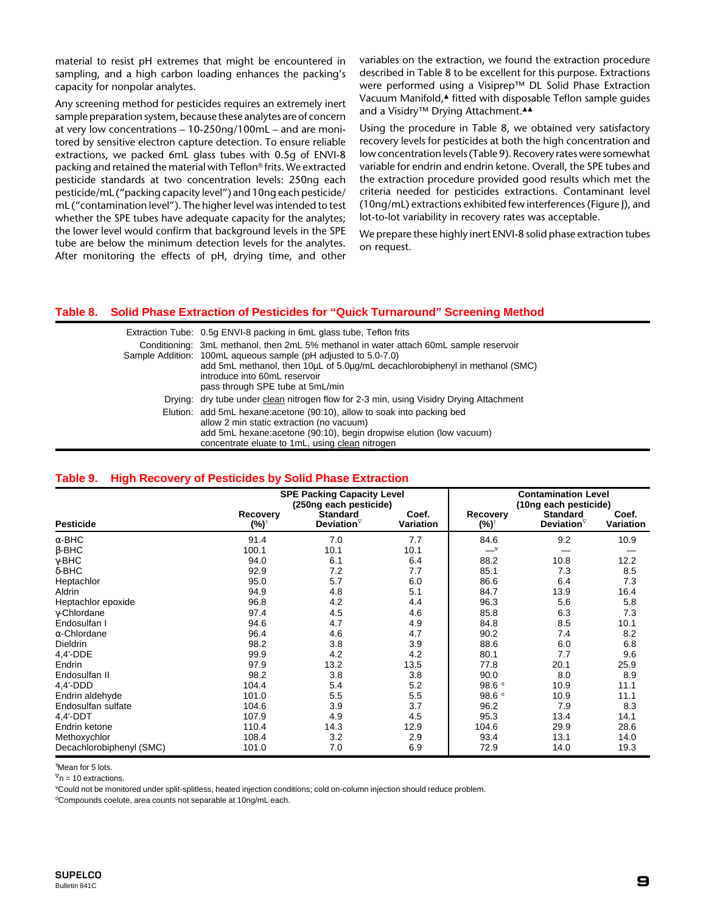material to resist pH extremes that might be encountered in sampling, and a high carbon loading enhances the packing's capacity for nonpolar analytes.

Any screening method for pesticides requires an extremely inert sample preparation system, because these analytes are of concern at very low concentrations – 10-250ng/100mL – and are monitored by sensitive electron capture detection. To ensure reliable extractions, we packed 6mL glass tubes with 0.5g of ENVI-8 packing and retained the material with Teflon® frits. We extracted pesticide standards at two concentration levels: 250ng each pesticide/mL ("packing capacity level") and 10ng each pesticide/mL ("contamination level"). The higher level was intended to test whether the SPE tubes have adequate capacity for the analytes; the lower level would confirm that background levels in the SPE tube are below the minimum detection levels for the analytes. After monitoring the effects of pH, drying time, and other variables on the extraction, we found the extraction procedure described in Table 8 to be excellent for this purpose. Extractions were performed using a Visiprep™ DL Solid Phase Extraction Vacuum Manifold,▲ fitted with disposable Teflon sample guides and a Visidry™ Drying Attachment.▲▲

Using the procedure in Table 8, we obtained very satisfactory recovery levels for pesticides at both the high concentration and low concentration levels (Table 9). Recovery rates were somewhat variable for endrin and endrin ketone. Overall, the SPE tubes and the extraction procedure provided good results which met the criteria needed for pesticides extractions. Contaminant level (10ng/mL) extractions exhibited few interferences (Figure J), and lot-to-lot variability in recovery rates was acceptable.

We prepare these highly inert ENVI-8 solid phase extraction tubes on request.

## Table 8. Solid Phase Extraction of Pesticides for "Quick Turnaround" Screening Method

| | |
|---|---|
| Extraction Tube: | 0.5g ENVI-8 packing in 6mL glass tube, Teflon frits |
| Conditioning: | 3mL methanol, then 2mL 5% methanol in water attach 60mL sample reservoir |
| Sample Addition: | 100mL aqueous sample (pH adjusted to 5.0-7.0)<br>add 5mL methanol, then 10µL of 5.0µg/mL decachlorobiphenyl in methanol (SMC)<br>introduce into 60mL reservoir<br>pass through SPE tube at 5mL/min |
| Drying: | dry tube under clean nitrogen flow for 2-3 min, using Visidry Drying Attachment |
| Elution: | add 5mL hexane:acetone (90:10), allow to soak into packing bed<br>allow 2 min static extraction (no vacuum)<br>add 5mL hexane:acetone (90:10), begin dropwise elution (low vacuum)<br>concentrate eluate to 1mL, using clean nitrogen |

## Table 9. High Recovery of Pesticides by Solid Phase Extraction

| | SPE Packing Capacity Level (250ng each pesticide) | | | Contamination Level (10ng each pesticide) | | |
|---|---|---|---|---|---|---|
| Pesticide | Recovery (%)[ε] | Standard Deviation[∇] | Coef. Variation | Recovery (%)[ε] | Standard Deviation[∇] | Coef. Variation |
| α-BHC | 91.4 | 7.0 | 7.7 | 84.6 | 9.2 | 10.9 |
| β-BHC | 100.1 | 10.1 | 10.1 | —[ν] | — | — |
| γ-BHC | 94.0 | 6.1 | 6.4 | 88.2 | 10.8 | 12.2 |
| δ-BHC | 92.9 | 7.2 | 7.7 | 85.1 | 7.3 | 8.5 |
| Heptachlor | 95.0 | 5.7 | 6.0 | 86.6 | 6.4 | 7.3 |
| Aldrin | 94.9 | 4.8 | 5.1 | 84.7 | 13.9 | 16.4 |
| Heptachlor epoxide | 96.8 | 4.2 | 4.4 | 96.3 | 5.6 | 5.8 |
| γ-Chlordane | 97.4 | 4.5 | 4.6 | 85.8 | 6.3 | 7.3 |
| Endosulfan I | 94.6 | 4.7 | 4.9 | 84.8 | 8.5 | 10.1 |
| α-Chlordane | 96.4 | 4.6 | 4.7 | 90.2 | 7.4 | 8.2 |
| Dieldrin | 98.2 | 3.8 | 3.9 | 88.6 | 6.0 | 6.8 |
| 4,4'-DDE | 99.9 | 4.2 | 4.2 | 80.1 | 7.7 | 9.6 |
| Endrin | 97.9 | 13.2 | 13.5 | 77.8 | 20.1 | 25.9 |
| Endosulfan II | 98.2 | 3.8 | 3.8 | 90.0 | 8.0 | 8.9 |
| 4,4'-DDD | 104.4 | 5.4 | 5.2 | 98.6 [o] | 10.9 | 11.1 |
| Endrin aldehyde | 101.0 | 5.5 | 5.5 | 98.6 [o] | 10.9 | 11.1 |
| Endosulfan sulfate | 104.6 | 3.9 | 3.7 | 96.2 | 7.9 | 8.3 |
| 4,4'-DDT | 107.9 | 4.9 | 4.5 | 95.3 | 13.4 | 14.1 |
| Endrin ketone | 110.4 | 14.3 | 12.9 | 104.6 | 29.9 | 28.6 |
| Methoxychlor | 108.4 | 3.2 | 2.9 | 93.4 | 13.1 | 14.0 |
| Decachlorobiphenyl (SMC) | 101.0 | 7.0 | 6.9 | 72.9 | 14.0 | 19.3 |

[ε]Mean for 5 lots.

[∇]n = 10 extractions.

[ν]Could not be monitored under split-splitless, heated injection conditions; cold on-column injection should reduce problem.

[o]Compounds coelute, area counts not separable at 10ng/mL each.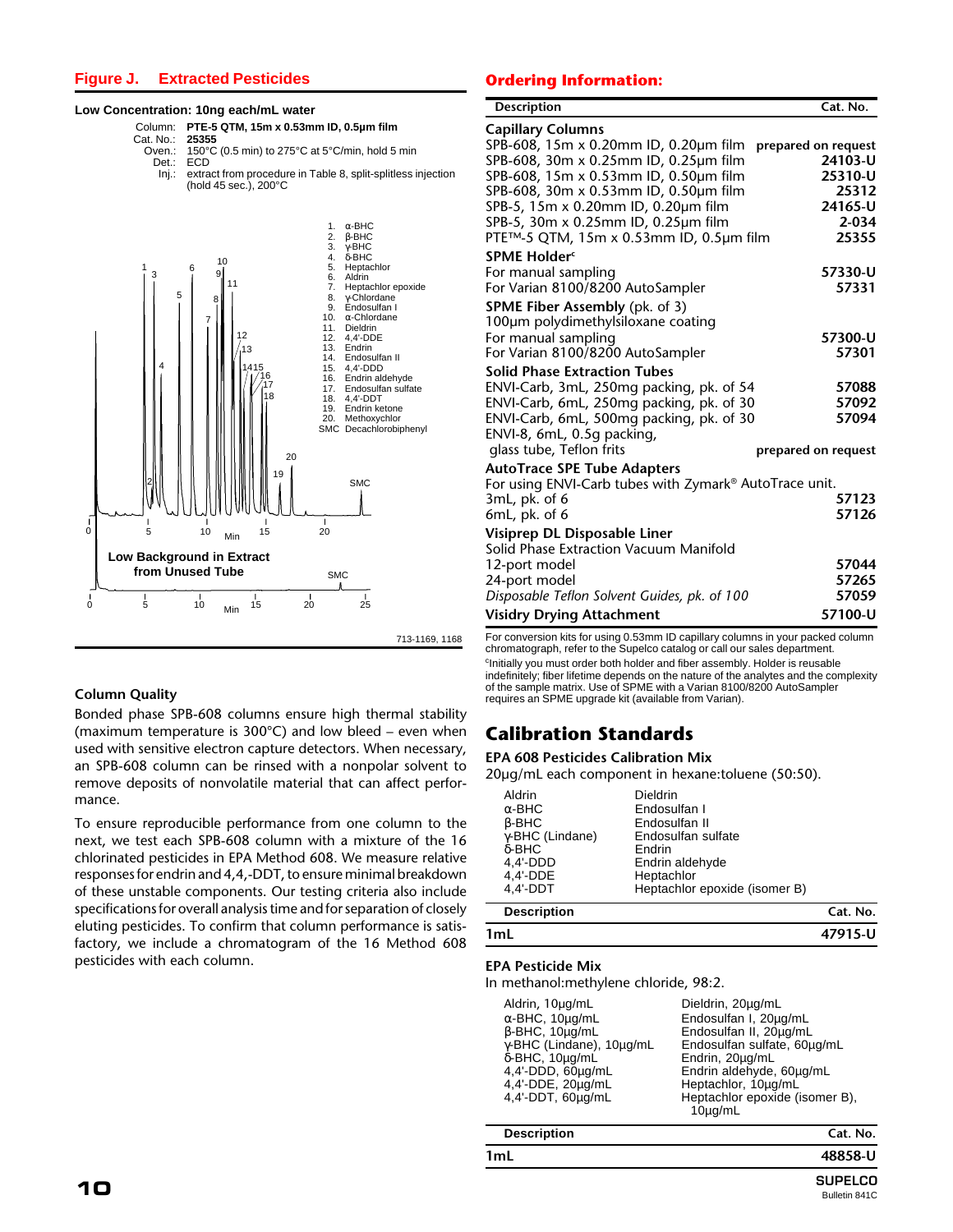## Figure J. Extracted Pesticides

**Low Concentration: 10ng each/mL water**

Column: **PTE-5 QTM, 15m x 0.53mm ID, 0.5µm film**
Cat. No.: **25355**
Oven.: 150°C (0.5 min) to 275°C at 5°C/min, hold 5 min
Det.: ECD
Inj.: extract from procedure in Table 8, split-splitless injection (hold 45 sec.), 200°C

1. α-BHC
2. β-BHC
3. γ-BHC
4. δ-BHC
5. Heptachlor
6. Aldrin
7. Heptachlor epoxide
8. γ-Chlordane
9. Endosulfan I
10. α-Chlordane
11. Dieldrin
12. 4,4'-DDE
13. Endrin
14. Endosulfan II
15. 4,4'-DDD
16. Endrin aldehyde
17. Endosulfan sulfate
18. 4,4'-DDT
19. Endrin ketone
20. Methoxychlor

SMC Decachlorobiphenyl

**Low Background in Extract from Unused Tube**

713-1169, 1168

### Column Quality

Bonded phase SPB-608 columns ensure high thermal stability (maximum temperature is 300°C) and low bleed – even when used with sensitive electron capture detectors. When necessary, an SPB-608 column can be rinsed with a nonpolar solvent to remove deposits of nonvolatile material that can affect performance.

To ensure reproducible performance from one column to the next, we test each SPB-608 column with a mixture of the 16 chlorinated pesticides in EPA Method 608. We measure relative responses for endrin and 4,4,-DDT, to ensure minimal breakdown of these unstable components. Our testing criteria also include specifications for overall analysis time and for separation of closely eluting pesticides. To confirm that column performance is satisfactory, we include a chromatogram of the 16 Method 608 pesticides with each column.

## Ordering Information:

| Description | Cat. No. |
|---|---|
| **Capillary Columns** | |
| SPB-608, 15m x 0.20mm ID, 0.20µm film | prepared on request |
| SPB-608, 30m x 0.25mm ID, 0.25µm film | **24103-U** |
| SPB-608, 15m x 0.53mm ID, 0.50µm film | **25310-U** |
| SPB-608, 30m x 0.53mm ID, 0.50µm film | **25312** |
| SPB-5, 15m x 0.20mm ID, 0.20µm film | **24165-U** |
| SPB-5, 30m x 0.25mm ID, 0.25µm film | **2-034** |
| PTE™-5 QTM, 15m x 0.53mm ID, 0.5µm film | **25355** |
| **SPME Holder**[c] | |
| For manual sampling | **57330-U** |
| For Varian 8100/8200 AutoSampler | **57331** |
| **SPME Fiber Assembly** (pk. of 3) | |
| 100µm polydimethylsiloxane coating | |
| For manual sampling | **57300-U** |
| For Varian 8100/8200 AutoSampler | **57301** |
| **Solid Phase Extraction Tubes** | |
| ENVI-Carb, 3mL, 250mg packing, pk. of 54 | **57088** |
| ENVI-Carb, 6mL, 250mg packing, pk. of 30 | **57092** |
| ENVI-Carb, 6mL, 500mg packing, pk. of 30 | **57094** |
| ENVI-8, 6mL, 0.5g packing, glass tube, Teflon frits | prepared on request |
| **AutoTrace SPE Tube Adapters** | |
| For using ENVI-Carb tubes with Zymark® AutoTrace unit. | |
| 3mL, pk. of 6 | **57123** |
| 6mL, pk. of 6 | **57126** |
| **Visiprep DL Disposable Liner** | |
| Solid Phase Extraction Vacuum Manifold | |
| 12-port model | **57044** |
| 24-port model | **57265** |
| *Disposable Teflon Solvent Guides, pk. of 100* | **57059** |
| **Visidry Drying Attachment** | **57100-U** |

For conversion kits for using 0.53mm ID capillary columns in your packed column chromatograph, refer to the Supelco catalog or call our sales department.

[c]Initially you must order both holder and fiber assembly. Holder is reusable indefinitely; fiber lifetime depends on the nature of the analytes and the complexity of the sample matrix. Use of SPME with a Varian 8100/8200 AutoSampler requires an SPME upgrade kit (available from Varian).

## Calibration Standards

### EPA 608 Pesticides Calibration Mix

20µg/mL each component in hexane:toluene (50:50).

| | |
|---|---|
| Aldrin | Dieldrin |
| α-BHC | Endosulfan I |
| β-BHC | Endosulfan II |
| γ-BHC (Lindane) | Endosulfan sulfate |
| δ-BHC | Endrin |
| 4,4'-DDD | Endrin aldehyde |
| 4,4'-DDE | Heptachlor |
| 4,4'-DDT | Heptachlor epoxide (isomer B) |

| Description | Cat. No. |
|---|---|
| 1mL | **47915-U** |

### EPA Pesticide Mix

In methanol:methylene chloride, 98:2.

| | |
|---|---|
| Aldrin, 10µg/mL | Dieldrin, 20µg/mL |
| α-BHC, 10µg/mL | Endosulfan I, 20µg/mL |
| β-BHC, 10µg/mL | Endosulfan II, 20µg/mL |
| γ-BHC (Lindane), 10µg/mL | Endosulfan sulfate, 60µg/mL |
| δ-BHC, 10µg/mL | Endrin, 20µg/mL |
| 4,4'-DDD, 60µg/mL | Endrin aldehyde, 60µg/mL |
| 4,4'-DDE, 20µg/mL | Heptachlor, 10µg/mL |
| 4,4'-DDT, 60µg/mL | Heptachlor epoxide (isomer B), 10µg/mL |

| Description | Cat. No. |
|---|---|
| 1mL | **48858-U** |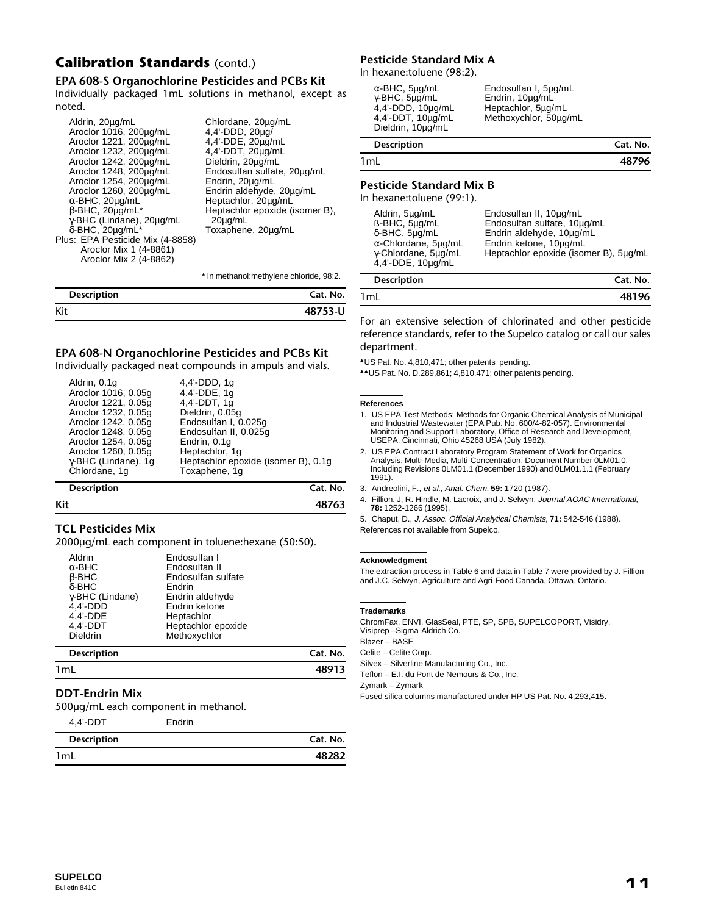## Calibration Standards (contd.)

### EPA 608-S Organochlorine Pesticides and PCBs Kit

Individually packaged 1mL solutions in methanol, except as noted.

| | |
|---|---|
| Aldrin, 20µg/mL | Chlordane, 20µg/mL |
| Aroclor 1016, 200µg/mL | 4,4'-DDD, 20µg/ |
| Aroclor 1221, 200µg/mL | 4,4'-DDE, 20µg/mL |
| Aroclor 1232, 200µg/mL | 4,4'-DDT, 20µg/mL |
| Aroclor 1242, 200µg/mL | Dieldrin, 20µg/mL |
| Aroclor 1248, 200µg/mL | Endosulfan sulfate, 20µg/mL |
| Aroclor 1254, 200µg/mL | Endrin, 20µg/mL |
| Aroclor 1260, 200µg/mL | Endrin aldehyde, 20µg/mL |
| α-BHC, 20µg/mL | Heptachlor, 20µg/mL |
| β-BHC, 20µg/mL* | Heptachlor epoxide (isomer B), 20µg/mL |
| γ-BHC (Lindane), 20µg/mL | Toxaphene, 20µg/mL |
| δ-BHC, 20µg/mL* | |

Plus: EPA Pesticide Mix (4-8858)
Aroclor Mix 1 (4-8861)
Aroclor Mix 2 (4-8862)

* In methanol:methylene chloride, 98:2.

| Description | Cat. No. |
|---|---|
| Kit | 48753-U |

### EPA 608-N Organochlorine Pesticides and PCBs Kit

Individually packaged neat compounds in ampuls and vials.

| | |
|---|---|
| Aldrin, 0.1g | 4,4'-DDD, 1g |
| Aroclor 1016, 0.05g | 4,4'-DDE, 1g |
| Aroclor 1221, 0.05g | 4,4'-DDT, 1g |
| Aroclor 1232, 0.05g | Dieldrin, 0.05g |
| Aroclor 1242, 0.05g | Endosulfan I, 0.025g |
| Aroclor 1248, 0.05g | Endosulfan II, 0.025g |
| Aroclor 1254, 0.05g | Endrin, 0.1g |
| Aroclor 1260, 0.05g | Heptachlor, 1g |
| γ-BHC (Lindane), 1g | Heptachlor epoxide (isomer B), 0.1g |
| Chlordane, 1g | Toxaphene, 1g |

| Description | Cat. No. |
|---|---|
| **Kit** | **48763** |

### TCL Pesticides Mix

2000µg/mL each component in toluene:hexane (50:50).

| | |
|---|---|
| Aldrin | Endosulfan I |
| α-BHC | Endosulfan II |
| β-BHC | Endosulfan sulfate |
| δ-BHC | Endrin |
| γ-BHC (Lindane) | Endrin aldehyde |
| 4,4'-DDD | Endrin ketone |
| 4,4'-DDE | Heptachlor |
| 4,4'-DDT | Heptachlor epoxide |
| Dieldrin | Methoxychlor |

| Description | Cat. No. |
|---|---|
| 1mL | 48913 |

### DDT-Endrin Mix

500µg/mL each component in methanol.

4,4'-DDT    Endrin

| Description | Cat. No. |
|---|---|
| 1mL | 48282 |

### Pesticide Standard Mix A

In hexane:toluene (98:2).

| | |
|---|---|
| α-BHC, 5µg/mL | Endosulfan I, 5µg/mL |
| γ-BHC, 5µg/mL | Endrin, 10µg/mL |
| 4,4'-DDD, 10µg/mL | Heptachlor, 5µg/mL |
| 4,4'-DDT, 10µg/mL | Methoxychlor, 50µg/mL |
| Dieldrin, 10µg/mL | |

| Description | Cat. No. |
|---|---|
| 1mL | 48796 |

### Pesticide Standard Mix B

In hexane:toluene (99:1).

| | |
|---|---|
| Aldrin, 5µg/mL | Endosulfan II, 10µg/mL |
| ß-BHC, 5µg/mL | Endosulfan sulfate, 10µg/mL |
| δ-BHC, 5µg/mL | Endrin aldehyde, 10µg/mL |
| α-Chlordane, 5µg/mL | Endrin ketone, 10µg/mL |
| γ-Chlordane, 5µg/mL | Heptachlor epoxide (isomer B), 5µg/mL |
| 4,4'-DDE, 10µg/mL | |

| Description | Cat. No. |
|---|---|
| 1mL | 48196 |

For an extensive selection of chlorinated and other pesticide reference standards, refer to the Supelco catalog or call our sales department.

▲US Pat. No. 4,810,471; other patents pending.

▲▲US Pat. No. D.289,861; 4,810,471; other patents pending.

#### References

1. US EPA Test Methods: Methods for Organic Chemical Analysis of Municipal and Industrial Wastewater (EPA Pub. No. 600/4-82-057). Environmental Monitoring and Support Laboratory, Office of Research and Development, USEPA, Cincinnati, Ohio 45268 USA (July 1982).
2. US EPA Contract Laboratory Program Statement of Work for Organics Analysis, Multi-Media, Multi-Concentration, Document Number 0LM01.0, Including Revisions 0LM01.1 (December 1990) and 0LM01.1.1 (February 1991).
3. Andreolini, F., *et al., Anal. Chem.* **59:** 1720 (1987).
4. Fillion, J, R. Hindle, M. Lacroix, and J. Selwyn, *Journal AOAC International,* **78:** 1252-1266 (1995).
5. Chaput, D., *J. Assoc. Official Analytical Chemists,* **71:** 542-546 (1988).

References not available from Supelco.

#### Acknowledgment

The extraction process in Table 6 and data in Table 7 were provided by J. Fillion and J.C. Selwyn, Agriculture and Agri-Food Canada, Ottawa, Ontario.

#### Trademarks

ChromFax, ENVI, GlasSeal, PTE, SP, SPB, SUPELCOPORT, Visidry, Visiprep –Sigma-Aldrich Co.

Blazer – BASF

Celite – Celite Corp.

Silvex – Silverline Manufacturing Co., Inc.

Teflon – E.I. du Pont de Nemours & Co., Inc.

Zymark – Zymark

Fused silica columns manufactured under HP US Pat. No. 4,293,415.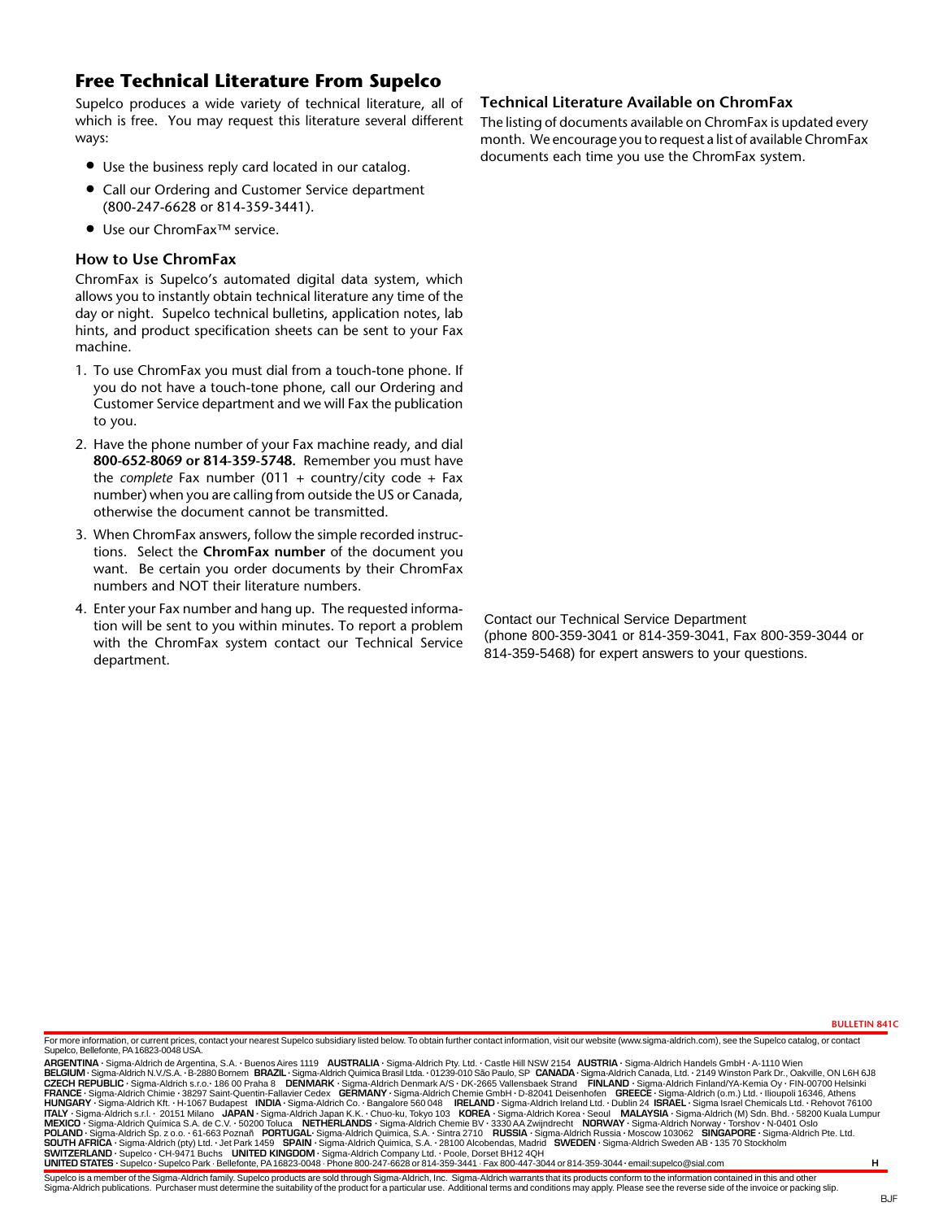## Free Technical Literature From Supelco

Supelco produces a wide variety of technical literature, all of which is free. You may request this literature several different ways:

- Use the business reply card located in our catalog.
- Call our Ordering and Customer Service department (800-247-6628 or 814-359-3441).
- Use our ChromFax™ service.

### How to Use ChromFax

ChromFax is Supelco's automated digital data system, which allows you to instantly obtain technical literature any time of the day or night. Supelco technical bulletins, application notes, lab hints, and product specification sheets can be sent to your Fax machine.

1. To use ChromFax you must dial from a touch-tone phone. If you do not have a touch-tone phone, call our Ordering and Customer Service department and we will Fax the publication to you.
2. Have the phone number of your Fax machine ready, and dial **800-652-8069 or 814-359-5748.** Remember you must have the *complete* Fax number (011 + country/city code + Fax number) when you are calling from outside the US or Canada, otherwise the document cannot be transmitted.
3. When ChromFax answers, follow the simple recorded instructions. Select the **ChromFax number** of the document you want. Be certain you order documents by their ChromFax numbers and NOT their literature numbers.
4. Enter your Fax number and hang up. The requested information will be sent to you within minutes. To report a problem with the ChromFax system contact our Technical Service department.

### Technical Literature Available on ChromFax

The listing of documents available on ChromFax is updated every month. We encourage you to request a list of available ChromFax documents each time you use the ChromFax system.

Contact our Technical Service Department (phone 800-359-3041 or 814-359-3041, Fax 800-359-3044 or 814-359-5468) for expert answers to your questions.

BULLETIN 841C

For more information, or current prices, contact your nearest Supelco subsidiary listed below. To obtain further contact information, visit our website (www.sigma-aldrich.com), see the Supelco catalog, or contact Supelco, Bellefonte, PA 16823-0048 USA.

**ARGENTINA** · Sigma-Aldrich de Argentina, S.A. · Buenos Aires 1119 **AUSTRALIA** · Sigma-Aldrich Pty. Ltd. · Castle Hill NSW 2154 **AUSTRIA** · Sigma-Aldrich Handels GmbH · A-1110 Wien
**BELGIUM** · Sigma-Aldrich N.V./S.A. · B-2880 Bornem **BRAZIL** · Sigma-Aldrich Quimica Brasil Ltda. · 01239-010 São Paulo, SP **CANADA** · Sigma-Aldrich Canada, Ltd. · 2149 Winston Park Dr., Oakville, ON L6H 6J8
**CZECH REPUBLIC** · Sigma-Aldrich s.r.o.· 186 00 Praha 8 **DENMARK** · Sigma-Aldrich Denmark A/S · DK-2665 Vallensbaek Strand **FINLAND** · Sigma-Aldrich Finland/YA-Kemia Oy · FIN-00700 Helsinki
**FRANCE** · Sigma-Aldrich Chimie · 38297 Saint-Quentin-Fallavier Cedex **GERMANY** · Sigma-Aldrich Chemie GmbH · D-82041 Deisenhofen **GREECE** · Sigma-Aldrich (o.m.) Ltd. · Ilioupoli 16346, Athens
**HUNGARY** · Sigma-Aldrich Kft. · H-1067 Budapest **INDIA** · Sigma-Aldrich Co. · Bangalore 560 048 **IRELAND** · Sigma-Aldrich Ireland Ltd. · Dublin 24 **ISRAEL** · Sigma Israel Chemicals Ltd. · Rehovot 76100
**ITALY** · Sigma-Aldrich s.r.l. · 20151 Milano **JAPAN** · Sigma-Aldrich Japan K.K. · Chuo-ku, Tokyo 103 **KOREA** · Sigma-Aldrich Korea · Seoul **MALAYSIA** · Sigma-Aldrich (M) Sdn. Bhd. · 58200 Kuala Lumpur
**MEXICO** · Sigma-Aldrich Química S.A. de C.V. · 50200 Toluca **NETHERLANDS** · Sigma-Aldrich Chemie BV · 3330 AA Zwijndrecht **NORWAY** · Sigma-Aldrich Norway · Torshov · N-0401 Oslo
**POLAND** · Sigma-Aldrich Sp. z o.o. · 61-663 Poznañ **PORTUGAL** · Sigma-Aldrich Quimica, S.A. · Sintra 2710 **RUSSIA** · Sigma-Aldrich Russia · Moscow 103062 **SINGAPORE** · Sigma-Aldrich Pte. Ltd.
**SOUTH AFRICA** · Sigma-Aldrich (pty) Ltd. · Jet Park 1459 **SPAIN** · Sigma-Aldrich Quimica, S.A. · 28100 Alcobendas, Madrid **SWEDEN** · Sigma-Aldrich Sweden AB · 135 70 Stockholm
**SWITZERLAND** · Supelco · CH-9471 Buchs **UNITED KINGDOM** · Sigma-Aldrich Company Ltd. · Poole, Dorset BH12 4QH
**UNITED STATES** · Supelco · Supelco Park · Bellefonte, PA 16823-0048 · Phone 800-247-6628 or 814-359-3441 · Fax 800-447-3044 or 814-359-3044 · email:supelco@sial.com

H

Supelco is a member of the Sigma-Aldrich family. Supelco products are sold through Sigma-Aldrich, Inc. Sigma-Aldrich warrants that its products conform to the information contained in this and other Sigma-Aldrich publications. Purchaser must determine the suitability of the product for a particular use. Additional terms and conditions may apply. Please see the reverse side of the invoice or packing slip.

BJF